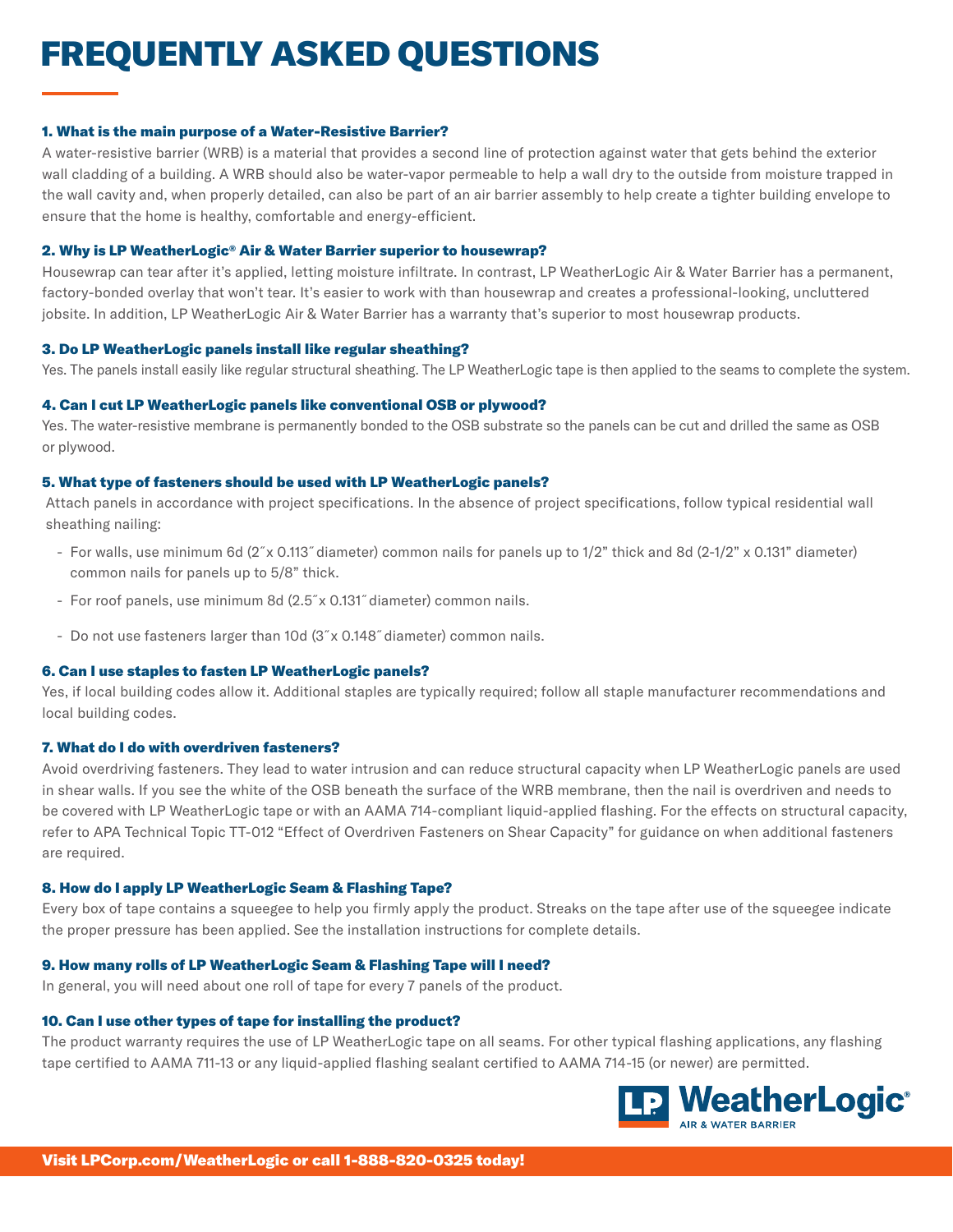# FREQUENTLY ASKED QUESTIONS

### 1. What is the main purpose of a Water-Resistive Barrier?

A water-resistive barrier (WRB) is a material that provides a second line of protection against water that gets behind the exterior wall cladding of a building. A WRB should also be water-vapor permeable to help a wall dry to the outside from moisture trapped in the wall cavity and, when properly detailed, can also be part of an air barrier assembly to help create a tighter building envelope to ensure that the home is healthy, comfortable and energy-efficient.

### 2. Why is LP WeatherLogic® Air & Water Barrier superior to housewrap?

Housewrap can tear after it's applied, letting moisture infiltrate. In contrast, LP WeatherLogic Air & Water Barrier has a permanent, factory-bonded overlay that won't tear. It's easier to work with than housewrap and creates a professional-looking, uncluttered jobsite. In addition, LP WeatherLogic Air & Water Barrier has a warranty that's superior to most housewrap products.

### 3. Do LP WeatherLogic panels install like regular sheathing?

Yes. The panels install easily like regular structural sheathing. The LP WeatherLogic tape is then applied to the seams to complete the system.

### 4. Can I cut LP WeatherLogic panels like conventional OSB or plywood?

Yes. The water-resistive membrane is permanently bonded to the OSB substrate so the panels can be cut and drilled the same as OSB or plywood.

### 5. What type of fasteners should be used with LP WeatherLogic panels?

Attach panels in accordance with project specifications. In the absence of project specifications, follow typical residential wall sheathing nailing:

- For walls, use minimum 6d (2″ x 0.113″ diameter) common nails for panels up to 1/2" thick and 8d (2-1/2" x 0.131" diameter) common nails for panels up to 5/8" thick.
- For roof panels, use minimum 8d (2.5″ x 0.131″ diameter) common nails.
- Do not use fasteners larger than 10d (3″ x 0.148″ diameter) common nails.

### 6. Can I use staples to fasten LP WeatherLogic panels?

Yes, if local building codes allow it. Additional staples are typically required; follow all staple manufacturer recommendations and local building codes.

### 7. What do I do with overdriven fasteners?

Avoid overdriving fasteners. They lead to water intrusion and can reduce structural capacity when LP WeatherLogic panels are used in shear walls. If you see the white of the OSB beneath the surface of the WRB membrane, then the nail is overdriven and needs to be covered with LP WeatherLogic tape or with an AAMA 714-compliant liquid-applied flashing. For the effects on structural capacity, refer to APA Technical Topic TT-012 "Effect of Overdriven Fasteners on Shear Capacity" for guidance on when additional fasteners are required.

### 8. How do I apply LP WeatherLogic Seam & Flashing Tape?

Every box of tape contains a squeegee to help you firmly apply the product. Streaks on the tape after use of the squeegee indicate the proper pressure has been applied. See the installation instructions for complete details.

### 9. How many rolls of LP WeatherLogic Seam & Flashing Tape will I need?

In general, you will need about one roll of tape for every 7 panels of the product.

### 10. Can I use other types of tape for installing the product?

The product warranty requires the use of LP WeatherLogic tape on all seams. For other typical flashing applications, any flashing tape certified to AAMA 711-13 or any liquid-applied flashing sealant certified to AAMA 714-15 (or newer) are permitted.

LP WeatherLogic® AIR & WATER BARRIER

**Visit LPCorp.com/WeatherLogic or call 1-888-820-0325 today!**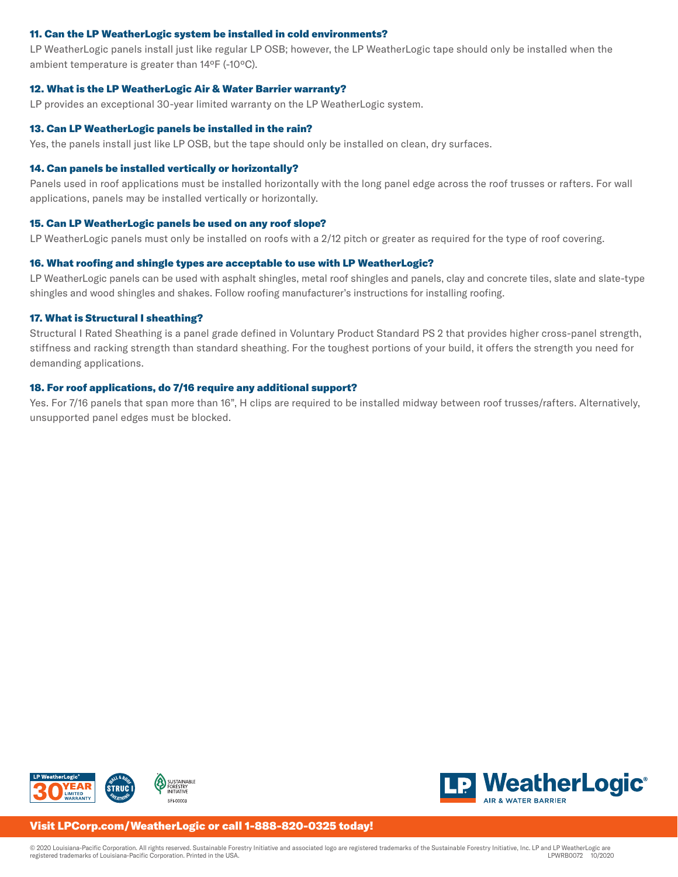### 11. Can the LP WeatherLogic system be installed in cold environments?

LP WeatherLogic panels install just like regular LP OSB; however, the LP WeatherLogic tape should only be installed when the ambient temperature is greater than 14ºF (-10ºC).

### 12. What is the LP WeatherLogic Air & Water Barrier warranty?

LP provides an exceptional 30-year limited warranty on the LP WeatherLogic system.

### 13. Can LP WeatherLogic panels be installed in the rain?

Yes, the panels install just like LP OSB, but the tape should only be installed on clean, dry surfaces.

### 14. Can panels be installed vertically or horizontally?

Panels used in roof applications must be installed horizontally with the long panel edge across the roof trusses or rafters. For wall applications, panels may be installed vertically or horizontally.

### 15. Can LP WeatherLogic panels be used on any roof slope?

LP WeatherLogic panels must only be installed on roofs with a 2/12 pitch or greater as required for the type of roof covering.

### 16. What roofing and shingle types are acceptable to use with LP WeatherLogic?

LP WeatherLogic panels can be used with asphalt shingles, metal roof shingles and panels, clay and concrete tiles, slate and slate-type shingles and wood shingles and shakes. Follow roofing manufacturer's instructions for installing roofing.

### 17. What is Structural I sheathing?

Structural I Rated Sheathing is a panel grade defined in Voluntary Product Standard PS 2 that provides higher cross-panel strength, stiffness and racking strength than standard sheathing. For the toughest portions of your build, it offers the strength you need for demanding applications.

### 18. For roof applications, do 7/16 require any additional support?

Yes. For 7/16 panels that span more than 16", H clips are required to be installed midway between roof trusses/rafters. Alternatively, unsupported panel edges must be blocked.

LP WeatherLogic® 30 YEAR LIMITED WARRANTY

WALL & ROOF STRUC I SHEATHING

SUSTAINABLE FORESTRY INITIATIVE SFI-00003

LP WeatherLogic® AIR & WATER BARRIER

**Visit LPCorp.com/WeatherLogic or call 1-888-820-0325 today!**

© 2020 Louisiana-Pacific Corporation. All rights reserved. Sustainable Forestry Initiative and associated logo are registered trademarks of the Sustainable Forestry Initiative, Inc. LP and LP WeatherLogic are registered trademarks of Louisiana-Pacific Corporation. Printed in the USA. LPWRB0072 10/2020